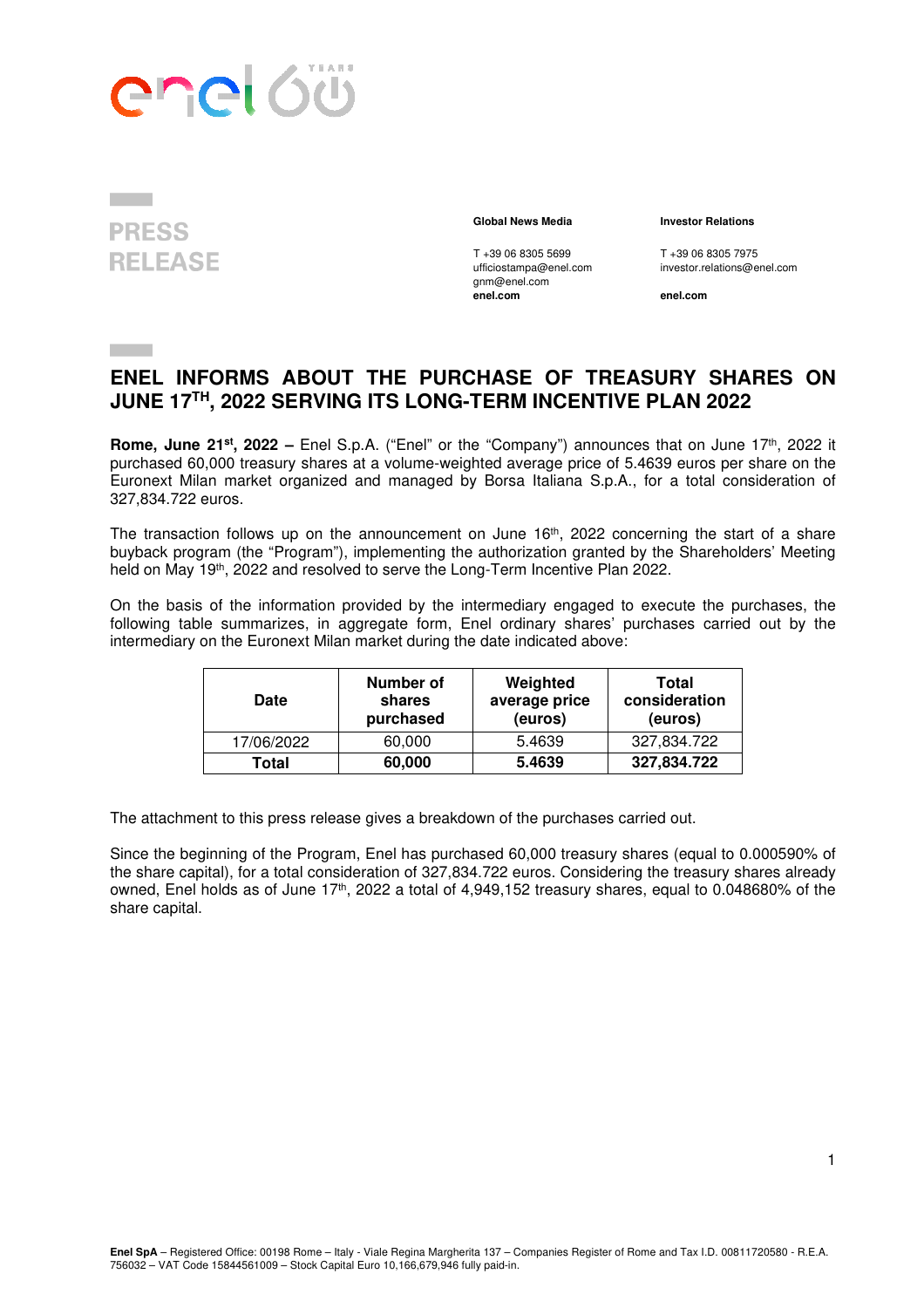PRESS RELEASE

**Global News Media**

T +39 06 8305 5699
ufficiostampa@enel.com
gnm@enel.com
**enel.com**

**Investor Relations**

T +39 06 8305 7975
investor.relations@enel.com

**enel.com**

# ENEL INFORMS ABOUT THE PURCHASE OF TREASURY SHARES ON JUNE 17TH, 2022 SERVING ITS LONG-TERM INCENTIVE PLAN 2022

**Rome, June 21st, 2022 –** Enel S.p.A. ("Enel" or the "Company") announces that on June 17th, 2022 it purchased 60,000 treasury shares at a volume-weighted average price of 5.4639 euros per share on the Euronext Milan market organized and managed by Borsa Italiana S.p.A., for a total consideration of 327,834.722 euros.

The transaction follows up on the announcement on June 16th, 2022 concerning the start of a share buyback program (the "Program"), implementing the authorization granted by the Shareholders' Meeting held on May 19th, 2022 and resolved to serve the Long-Term Incentive Plan 2022.

On the basis of the information provided by the intermediary engaged to execute the purchases, the following table summarizes, in aggregate form, Enel ordinary shares' purchases carried out by the intermediary on the Euronext Milan market during the date indicated above:

| Date | Number of shares purchased | Weighted average price (euros) | Total consideration (euros) |
|---|---|---|---|
| 17/06/2022 | 60,000 | 5.4639 | 327,834.722 |
| **Total** | **60,000** | **5.4639** | **327,834.722** |

The attachment to this press release gives a breakdown of the purchases carried out.

Since the beginning of the Program, Enel has purchased 60,000 treasury shares (equal to 0.000590% of the share capital), for a total consideration of 327,834.722 euros. Considering the treasury shares already owned, Enel holds as of June 17th, 2022 a total of 4,949,152 treasury shares, equal to 0.048680% of the share capital.

**Enel SpA** – Registered Office: 00198 Rome – Italy - Viale Regina Margherita 137 – Companies Register of Rome and Tax I.D. 00811720580 - R.E.A. 756032 – VAT Code 15844561009 – Stock Capital Euro 10,166,679,946 fully paid-in.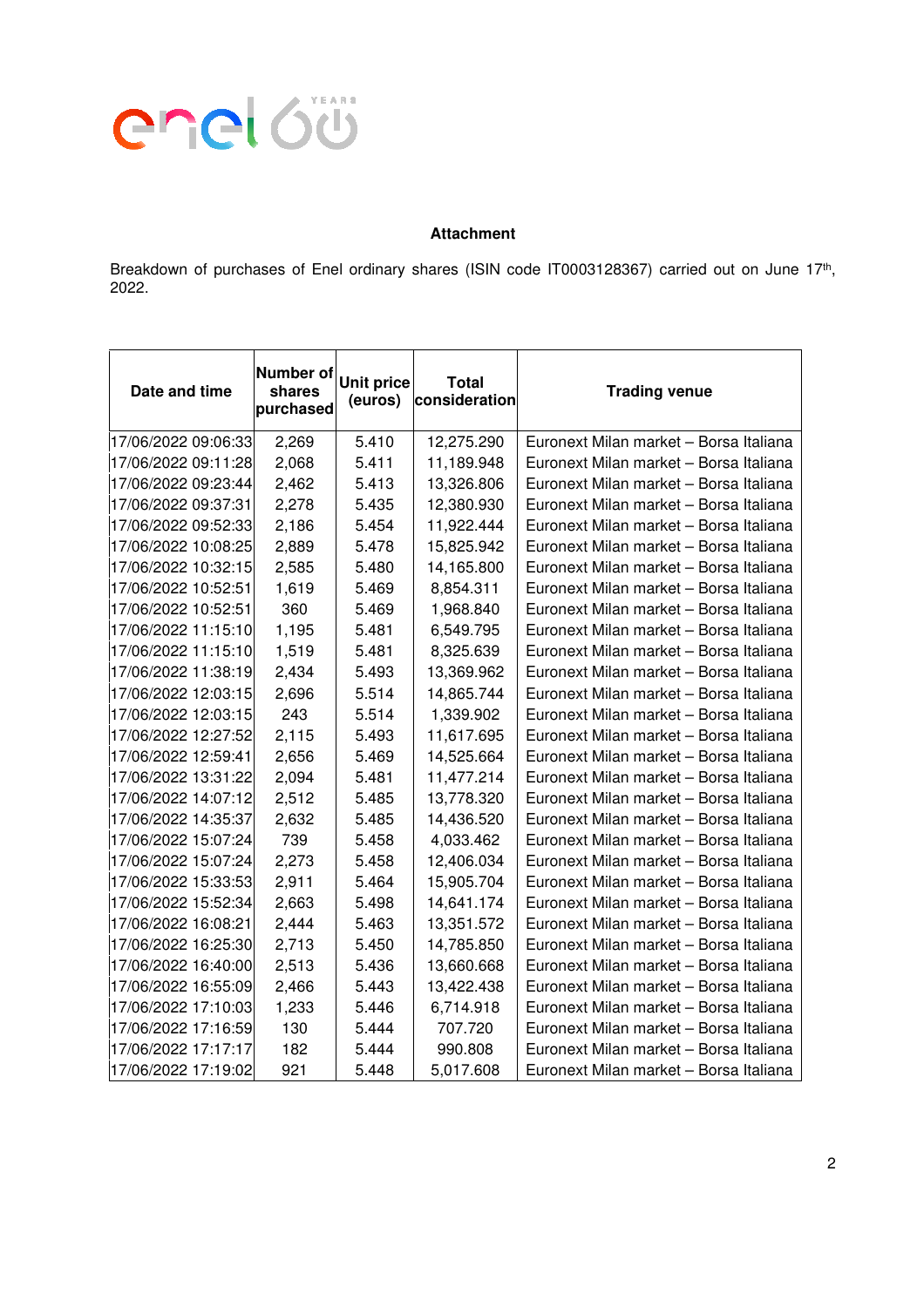**Attachment**

Breakdown of purchases of Enel ordinary shares (ISIN code IT0003128367) carried out on June 17th, 2022.

| Date and time | Number of shares purchased | Unit price (euros) | Total consideration | Trading venue |
|---|---|---|---|---|
| 17/06/2022 09:06:33 | 2,269 | 5.410 | 12,275.290 | Euronext Milan market – Borsa Italiana |
| 17/06/2022 09:11:28 | 2,068 | 5.411 | 11,189.948 | Euronext Milan market – Borsa Italiana |
| 17/06/2022 09:23:44 | 2,462 | 5.413 | 13,326.806 | Euronext Milan market – Borsa Italiana |
| 17/06/2022 09:37:31 | 2,278 | 5.435 | 12,380.930 | Euronext Milan market – Borsa Italiana |
| 17/06/2022 09:52:33 | 2,186 | 5.454 | 11,922.444 | Euronext Milan market – Borsa Italiana |
| 17/06/2022 10:08:25 | 2,889 | 5.478 | 15,825.942 | Euronext Milan market – Borsa Italiana |
| 17/06/2022 10:32:15 | 2,585 | 5.480 | 14,165.800 | Euronext Milan market – Borsa Italiana |
| 17/06/2022 10:52:51 | 1,619 | 5.469 | 8,854.311 | Euronext Milan market – Borsa Italiana |
| 17/06/2022 10:52:51 | 360 | 5.469 | 1,968.840 | Euronext Milan market – Borsa Italiana |
| 17/06/2022 11:15:10 | 1,195 | 5.481 | 6,549.795 | Euronext Milan market – Borsa Italiana |
| 17/06/2022 11:15:10 | 1,519 | 5.481 | 8,325.639 | Euronext Milan market – Borsa Italiana |
| 17/06/2022 11:38:19 | 2,434 | 5.493 | 13,369.962 | Euronext Milan market – Borsa Italiana |
| 17/06/2022 12:03:15 | 2,696 | 5.514 | 14,865.744 | Euronext Milan market – Borsa Italiana |
| 17/06/2022 12:03:15 | 243 | 5.514 | 1,339.902 | Euronext Milan market – Borsa Italiana |
| 17/06/2022 12:27:52 | 2,115 | 5.493 | 11,617.695 | Euronext Milan market – Borsa Italiana |
| 17/06/2022 12:59:41 | 2,656 | 5.469 | 14,525.664 | Euronext Milan market – Borsa Italiana |
| 17/06/2022 13:31:22 | 2,094 | 5.481 | 11,477.214 | Euronext Milan market – Borsa Italiana |
| 17/06/2022 14:07:12 | 2,512 | 5.485 | 13,778.320 | Euronext Milan market – Borsa Italiana |
| 17/06/2022 14:35:37 | 2,632 | 5.485 | 14,436.520 | Euronext Milan market – Borsa Italiana |
| 17/06/2022 15:07:24 | 739 | 5.458 | 4,033.462 | Euronext Milan market – Borsa Italiana |
| 17/06/2022 15:07:24 | 2,273 | 5.458 | 12,406.034 | Euronext Milan market – Borsa Italiana |
| 17/06/2022 15:33:53 | 2,911 | 5.464 | 15,905.704 | Euronext Milan market – Borsa Italiana |
| 17/06/2022 15:52:34 | 2,663 | 5.498 | 14,641.174 | Euronext Milan market – Borsa Italiana |
| 17/06/2022 16:08:21 | 2,444 | 5.463 | 13,351.572 | Euronext Milan market – Borsa Italiana |
| 17/06/2022 16:25:30 | 2,713 | 5.450 | 14,785.850 | Euronext Milan market – Borsa Italiana |
| 17/06/2022 16:40:00 | 2,513 | 5.436 | 13,660.668 | Euronext Milan market – Borsa Italiana |
| 17/06/2022 16:55:09 | 2,466 | 5.443 | 13,422.438 | Euronext Milan market – Borsa Italiana |
| 17/06/2022 17:10:03 | 1,233 | 5.446 | 6,714.918 | Euronext Milan market – Borsa Italiana |
| 17/06/2022 17:16:59 | 130 | 5.444 | 707.720 | Euronext Milan market – Borsa Italiana |
| 17/06/2022 17:17:17 | 182 | 5.444 | 990.808 | Euronext Milan market – Borsa Italiana |
| 17/06/2022 17:19:02 | 921 | 5.448 | 5,017.608 | Euronext Milan market – Borsa Italiana |